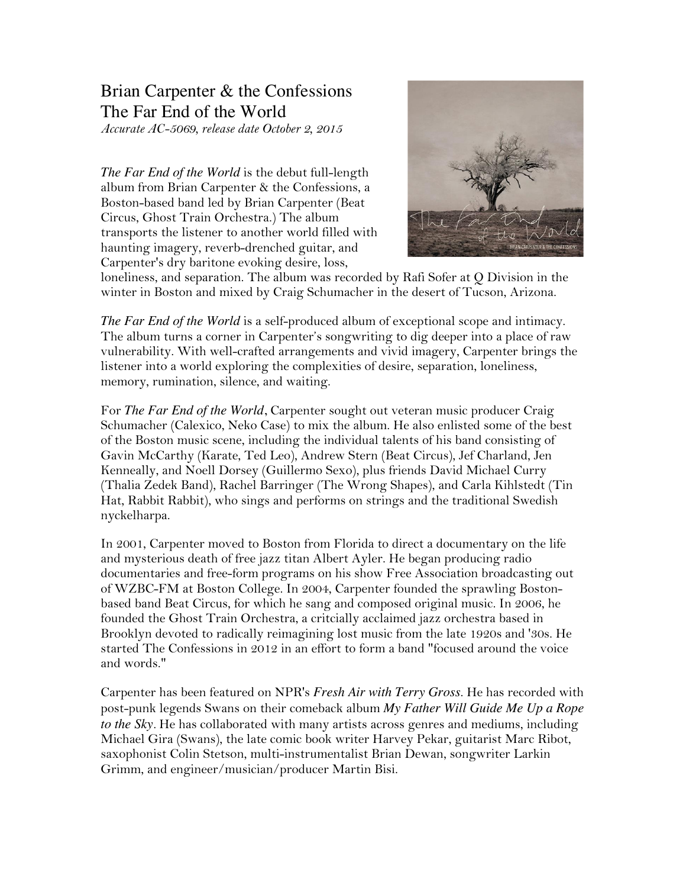# Brian Carpenter & the Confessions
# The Far End of the World

*Accurate AC-5069, release date October 2, 2015*

*The Far End of the World* is the debut full-length album from Brian Carpenter & the Confessions, a Boston-based band led by Brian Carpenter (Beat Circus, Ghost Train Orchestra.) The album transports the listener to another world filled with haunting imagery, reverb-drenched guitar, and Carpenter's dry baritone evoking desire, loss, loneliness, and separation. The album was recorded by Rafi Sofer at Q Division in the winter in Boston and mixed by Craig Schumacher in the desert of Tucson, Arizona.

*The Far End of the World* is a self-produced album of exceptional scope and intimacy. The album turns a corner in Carpenter's songwriting to dig deeper into a place of raw vulnerability. With well-crafted arrangements and vivid imagery, Carpenter brings the listener into a world exploring the complexities of desire, separation, loneliness, memory, rumination, silence, and waiting.

For *The Far End of the World*, Carpenter sought out veteran music producer Craig Schumacher (Calexico, Neko Case) to mix the album. He also enlisted some of the best of the Boston music scene, including the individual talents of his band consisting of Gavin McCarthy (Karate, Ted Leo), Andrew Stern (Beat Circus), Jef Charland, Jen Kenneally, and Noell Dorsey (Guillermo Sexo), plus friends David Michael Curry (Thalia Zedek Band), Rachel Barringer (The Wrong Shapes), and Carla Kihlstedt (Tin Hat, Rabbit Rabbit), who sings and performs on strings and the traditional Swedish nyckelharpa.

In 2001, Carpenter moved to Boston from Florida to direct a documentary on the life and mysterious death of free jazz titan Albert Ayler. He began producing radio documentaries and free-form programs on his show Free Association broadcasting out of WZBC-FM at Boston College. In 2004, Carpenter founded the sprawling Boston-based band Beat Circus, for which he sang and composed original music. In 2006, he founded the Ghost Train Orchestra, a critcially acclaimed jazz orchestra based in Brooklyn devoted to radically reimagining lost music from the late 1920s and '30s. He started The Confessions in 2012 in an effort to form a band "focused around the voice and words."

Carpenter has been featured on NPR's *Fresh Air with Terry Gross*. He has recorded with post-punk legends Swans on their comeback album *My Father Will Guide Me Up a Rope to the Sky*. He has collaborated with many artists across genres and mediums, including Michael Gira (Swans), the late comic book writer Harvey Pekar, guitarist Marc Ribot, saxophonist Colin Stetson, multi-instrumentalist Brian Dewan, songwriter Larkin Grimm, and engineer/musician/producer Martin Bisi.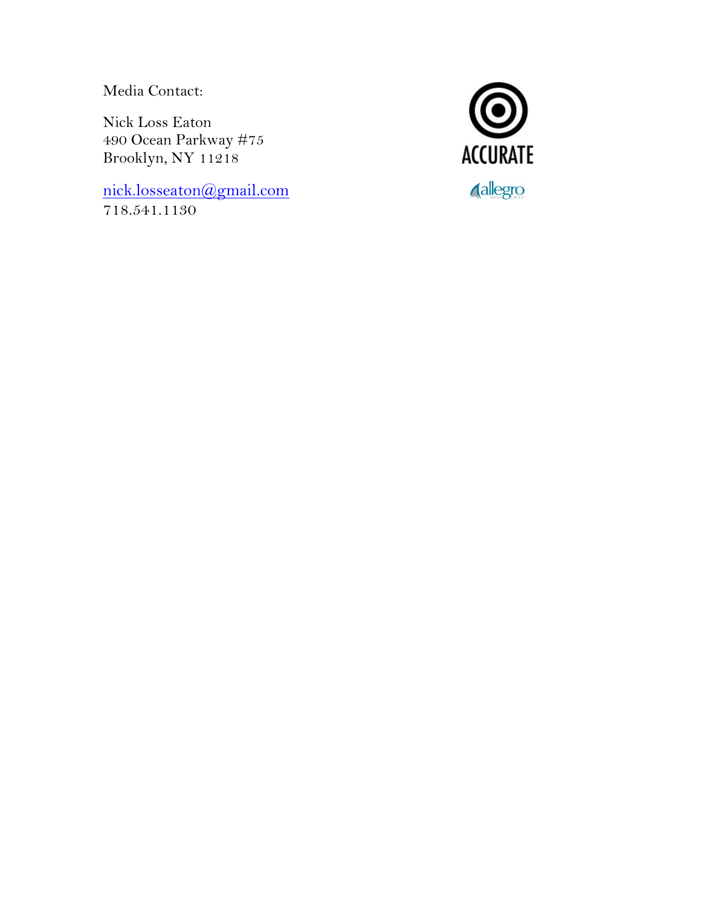Media Contact:

Nick Loss Eaton
490 Ocean Parkway #75
Brooklyn, NY 11218

nick.losseaton@gmail.com
718.541.1130

ACCURATE

allegro